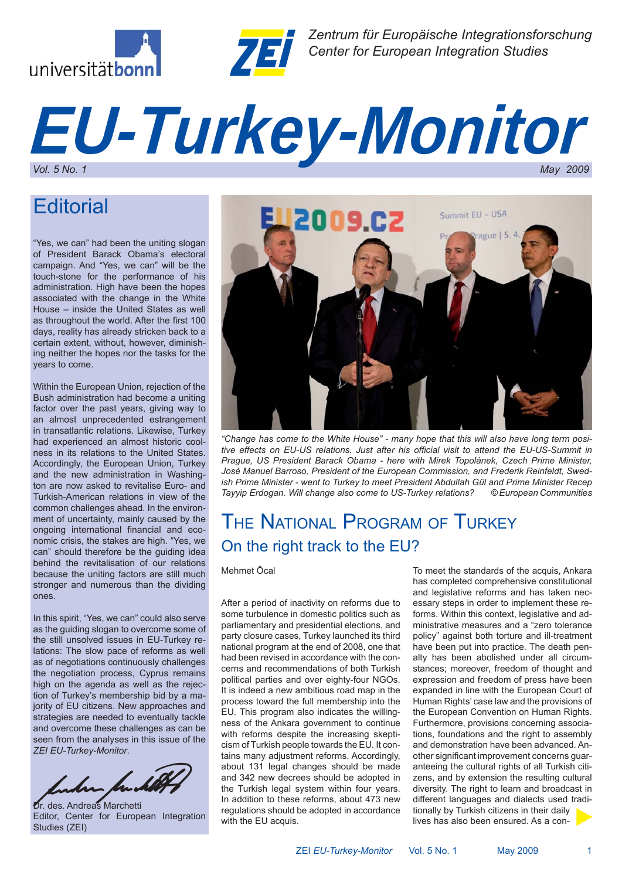Zentrum für Europäische Integrationsforschung
Center for European Integration Studies

# EU-Turkey-Monitor

*Vol. 5 No. 1* *May 2009*

## Editorial

"Yes, we can" had been the uniting slogan of President Barack Obama's electoral campaign. And "Yes, we can" will be the touch-stone for the performance of his administration. High have been the hopes associated with the change in the White House – inside the United States as well as throughout the world. After the first 100 days, reality has already stricken back to a certain extent, without, however, diminishing neither the hopes nor the tasks for the years to come.

Within the European Union, rejection of the Bush administration had become a uniting factor over the past years, giving way to an almost unprecedented estrangement in transatlantic relations. Likewise, Turkey had experienced an almost historic coolness in its relations to the United States. Accordingly, the European Union, Turkey and the new administration in Washington are now asked to revitalise Euro- and Turkish-American relations in view of the common challenges ahead. In the environment of uncertainty, mainly caused by the ongoing international financial and economic crisis, the stakes are high. "Yes, we can" should therefore be the guiding idea behind the revitalisation of our relations because the uniting factors are still much stronger and numerous than the dividing ones.

In this spirit, "Yes, we can" could also serve as the guiding slogan to overcome some of the still unsolved issues in EU-Turkey relations: The slow pace of reforms as well as of Turkey's membership bid by a majority of EU citizens. New approaches and strategies are needed to eventually tackle and overcome these challenges as can be seen from the analyses in this issue of the *ZEI EU-Turkey-Monitor*.

Dr. des. Andreas Marchetti
Editor, Center for European Integration Studies (ZEI)

*"Change has come to the White House" - many hope that this will also have long term positive effects on EU-US relations. Just after his official visit to attend the EU-US-Summit in Prague, US President Barack Obama - here with Mirek Topolánek, Czech Prime Minister, José Manuel Barroso, President of the European Commission, and Frederik Reinfeldt, Swedish Prime Minister - went to Turkey to meet President Abdullah Gül and Prime Minister Recep Tayyip Erdogan. Will change also come to US-Turkey relations?* ©European Communities

## The National Program of Turkey

### On the right track to the EU?

Mehmet Öcal

After a period of inactivity on reforms due to some turbulence in domestic politics such as parliamentary and presidential elections, and party closure cases, Turkey launched its third national program at the end of 2008, one that had been revised in accordance with the concerns and recommendations of both Turkish political parties and over eighty-four NGOs. It is indeed a new ambitious road map in the process toward the full membership into the EU. This program also indicates the willingness of the Ankara government to continue with reforms despite the increasing skepticism of Turkish people towards the EU. It contains many adjustment reforms. Accordingly, about 131 legal changes should be made and 342 new decrees should be adopted in the Turkish legal system within four years. In addition to these reforms, about 473 new regulations should be adopted in accordance with the EU acquis.

To meet the standards of the acquis, Ankara has completed comprehensive constitutional and legislative reforms and has taken necessary steps in order to implement these reforms. Within this context, legislative and administrative measures and a "zero tolerance policy" against both torture and ill-treatment have been put into practice. The death penalty has been abolished under all circumstances; moreover, freedom of thought and expression and freedom of press have been expanded in line with the European Court of Human Rights' case law and the provisions of the European Convention on Human Rights. Furthermore, provisions concerning associations, foundations and the right to assembly and demonstration have been advanced. Another significant improvement concerns guaranteeing the cultural rights of all Turkish citizens, and by extension the resulting cultural diversity. The right to learn and broadcast in different languages and dialects used traditionally by Turkish citizens in their daily lives has also been ensured. As a con-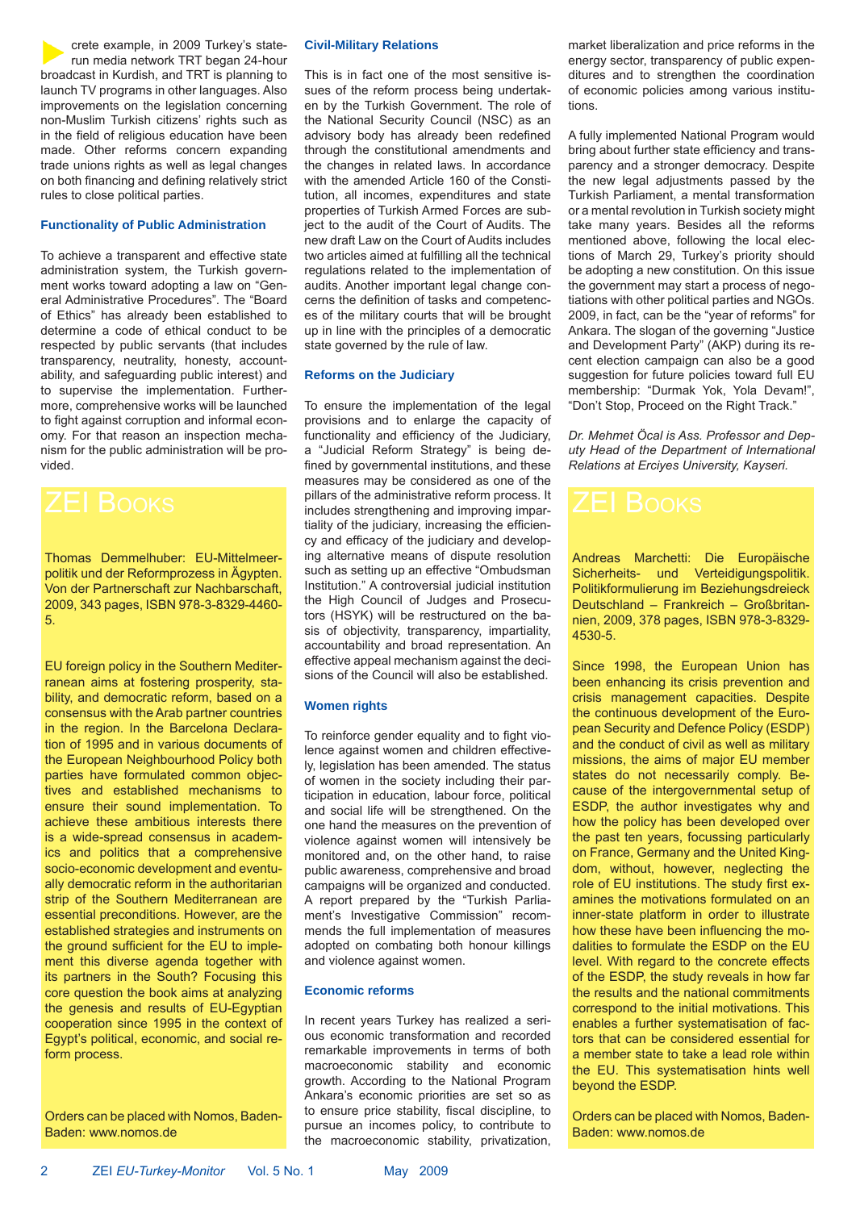crete example, in 2009 Turkey's state-run media network TRT began 24-hour broadcast in Kurdish, and TRT is planning to launch TV programs in other languages. Also improvements on the legislation concerning non-Muslim Turkish citizens' rights such as in the field of religious education have been made. Other reforms concern expanding trade unions rights as well as legal changes on both financing and defining relatively strict rules to close political parties.

### Functionality of Public Administration

To achieve a transparent and effective state administration system, the Turkish government works toward adopting a law on "General Administrative Procedures". The "Board of Ethics" has already been established to determine a code of ethical conduct to be respected by public servants (that includes transparency, neutrality, honesty, accountability, and safeguarding public interest) and to supervise the implementation. Furthermore, comprehensive works will be launched to fight against corruption and informal economy. For that reason an inspection mechanism for the public administration will be provided.

### Civil-Military Relations

This is in fact one of the most sensitive issues of the reform process being undertaken by the Turkish Government. The role of the National Security Council (NSC) as an advisory body has already been redefined through the constitutional amendments and the changes in related laws. In accordance with the amended Article 160 of the Constitution, all incomes, expenditures and state properties of Turkish Armed Forces are subject to the audit of the Court of Audits. The new draft Law on the Court of Audits includes two articles aimed at fulfilling all the technical regulations related to the implementation of audits. Another important legal change concerns the definition of tasks and competences of the military courts that will be brought up in line with the principles of a democratic state governed by the rule of law.

### Reforms on the Judiciary

To ensure the implementation of the legal provisions and to enlarge the capacity of functionality and efficiency of the Judiciary, a "Judicial Reform Strategy" is being defined by governmental institutions, and these measures may be considered as one of the pillars of the administrative reform process. It includes strengthening and improving impartiality of the judiciary, increasing the efficiency and efficacy of the judiciary and developing alternative means of dispute resolution such as setting up an effective "Ombudsman Institution." A controversial judicial institution the High Council of Judges and Prosecutors (HSYK) will be restructured on the basis of objectivity, transparency, impartiality, accountability and broad representation. An effective appeal mechanism against the decisions of the Council will also be established.

### Women rights

To reinforce gender equality and to fight violence against women and children effectively, legislation has been amended. The status of women in the society including their participation in education, labour force, political and social life will be strengthened. On the one hand the measures on the prevention of violence against women will intensively be monitored and, on the other hand, to raise public awareness, comprehensive and broad campaigns will be organized and conducted. A report prepared by the "Turkish Parliament's Investigative Commission" recommends the full implementation of measures adopted on combating both honour killings and violence against women.

### Economic reforms

In recent years Turkey has realized a serious economic transformation and recorded remarkable improvements in terms of both macroeconomic stability and economic growth. According to the National Program Ankara's economic priorities are set so as to ensure price stability, fiscal discipline, to pursue an incomes policy, to contribute to the macroeconomic stability, privatization, market liberalization and price reforms in the energy sector, transparency of public expenditures and to strengthen the coordination of economic policies among various institutions.

A fully implemented National Program would bring about further state efficiency and transparency and a stronger democracy. Despite the new legal adjustments passed by the Turkish Parliament, a mental transformation or a mental revolution in Turkish society might take many years. Besides all the reforms mentioned above, following the local elections of March 29, Turkey's priority should be adopting a new constitution. On this issue the government may start a process of negotiations with other political parties and NGOs. 2009, in fact, can be the "year of reforms" for Ankara. The slogan of the governing "Justice and Development Party" (AKP) during its recent election campaign can also be a good suggestion for future policies toward full EU membership: "Durmak Yok, Yola Devam!", "Don't Stop, Proceed on the Right Track."

*Dr. Mehmet Öcal is Ass. Professor and Deputy Head of the Department of International Relations at Erciyes University, Kayseri.*

## ZEI Books

Thomas Demmelhuber: EU-Mittelmeerpolitik und der Reformprozess in Ägypten. Von der Partnerschaft zur Nachbarschaft, 2009, 343 pages, ISBN 978-3-8329-4460-5.

EU foreign policy in the Southern Mediterranean aims at fostering prosperity, stability, and democratic reform, based on a consensus with the Arab partner countries in the region. In the Barcelona Declaration of 1995 and in various documents of the European Neighbourhood Policy both parties have formulated common objectives and established mechanisms to ensure their sound implementation. To achieve these ambitious interests there is a wide-spread consensus in academics and politics that a comprehensive socio-economic development and eventually democratic reform in the authoritarian strip of the Southern Mediterranean are essential preconditions. However, are the established strategies and instruments on the ground sufficient for the EU to implement this diverse agenda together with its partners in the South? Focusing this core question the book aims at analyzing the genesis and results of EU-Egyptian cooperation since 1995 in the context of Egypt's political, economic, and social reform process.

Orders can be placed with Nomos, Baden-Baden: www.nomos.de

## ZEI Books

Andreas Marchetti: Die Europäische Sicherheits- und Verteidigungspolitik. Politikformulierung im Beziehungsdreieck Deutschland – Frankreich – Großbritannien, 2009, 378 pages, ISBN 978-3-8329-4530-5.

Since 1998, the European Union has been enhancing its crisis prevention and crisis management capacities. Despite the continuous development of the European Security and Defence Policy (ESDP) and the conduct of civil as well as military missions, the aims of major EU member states do not necessarily comply. Because of the intergovernmental setup of ESDP, the author investigates why and how the policy has been developed over the past ten years, focussing particularly on France, Germany and the United Kingdom, without, however, neglecting the role of EU institutions. The study first examines the motivations formulated on an inner-state platform in order to illustrate how these have been influencing the modalities to formulate the ESDP on the EU level. With regard to the concrete effects of the ESDP, the study reveals in how far the results and the national commitments correspond to the initial motivations. This enables a further systematisation of factors that can be considered essential for a member state to take a lead role within the EU. This systematisation hints well beyond the ESDP.

Orders can be placed with Nomos, Baden-Baden: www.nomos.de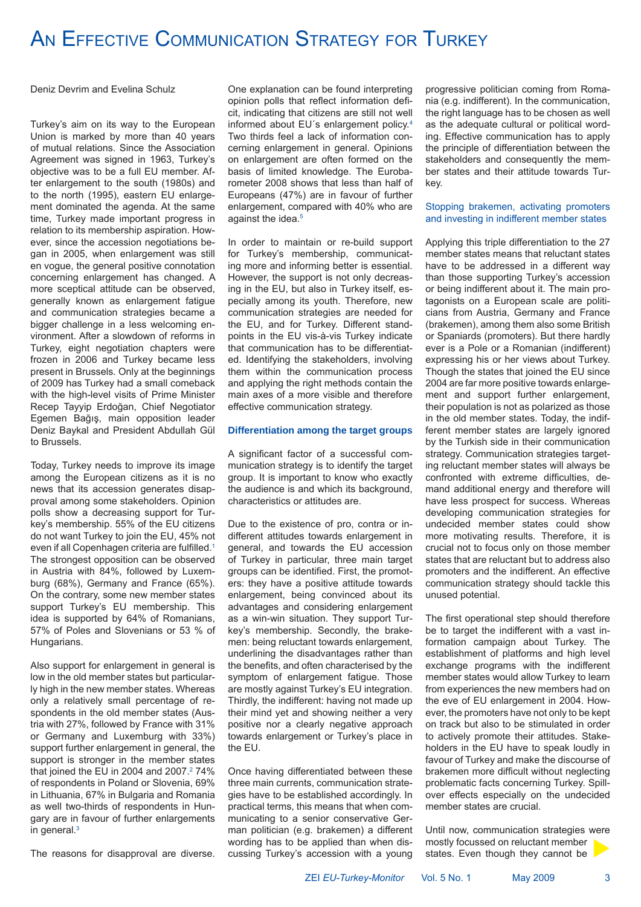# An Effective Communication Strategy for Turkey

Deniz Devrim and Evelina Schulz

Turkey's aim on its way to the European Union is marked by more than 40 years of mutual relations. Since the Association Agreement was signed in 1963, Turkey's objective was to be a full EU member. After enlargement to the south (1980s) and to the north (1995), eastern EU enlargement dominated the agenda. At the same time, Turkey made important progress in relation to its membership aspiration. However, since the accession negotiations began in 2005, when enlargement was still en vogue, the general positive connotation concerning enlargement has changed. A more sceptical attitude can be observed, generally known as enlargement fatigue and communication strategies became a bigger challenge in a less welcoming environment. After a slowdown of reforms in Turkey, eight negotiation chapters were frozen in 2006 and Turkey became less present in Brussels. Only at the beginnings of 2009 has Turkey had a small comeback with the high-level visits of Prime Minister Recep Tayyip Erdoğan, Chief Negotiator Egemen Bağış, main opposition leader Deniz Baykal and President Abdullah Gül to Brussels.

Today, Turkey needs to improve its image among the European citizens as it is no news that its accession generates disapproval among some stakeholders. Opinion polls show a decreasing support for Turkey's membership. 55% of the EU citizens do not want Turkey to join the EU, 45% not even if all Copenhagen criteria are fulfilled.[1] The strongest opposition can be observed in Austria with 84%, followed by Luxemburg (68%), Germany and France (65%). On the contrary, some new member states support Turkey's EU membership. This idea is supported by 64% of Romanians, 57% of Poles and Slovenians or 53 % of Hungarians.

Also support for enlargement in general is low in the old member states but particularly high in the new member states. Whereas only a relatively small percentage of respondents in the old member states (Austria with 27%, followed by France with 31% or Germany and Luxemburg with 33%) support further enlargement in general, the support is stronger in the member states that joined the EU in 2004 and 2007.[2] 74% of respondents in Poland or Slovenia, 69% in Lithuania, 67% in Bulgaria and Romania as well two-thirds of respondents in Hungary are in favour of further enlargements in general.[3]

The reasons for disapproval are diverse. One explanation can be found interpreting opinion polls that reflect information deficit, indicating that citizens are still not well informed about EU´s enlargement policy.[4] Two thirds feel a lack of information concerning enlargement in general. Opinions on enlargement are often formed on the basis of limited knowledge. The Eurobarometer 2008 shows that less than half of Europeans (47%) are in favour of further enlargement, compared with 40% who are against the idea.[5]

In order to maintain or re-build support for Turkey's membership, communicating more and informing better is essential. However, the support is not only decreasing in the EU, but also in Turkey itself, especially among its youth. Therefore, new communication strategies are needed for the EU, and for Turkey. Different standpoints in the EU vis-à-vis Turkey indicate that communication has to be differentiated. Identifying the stakeholders, involving them within the communication process and applying the right methods contain the main axes of a more visible and therefore effective communication strategy.

### Differentiation among the target groups

A significant factor of a successful communication strategy is to identify the target group. It is important to know who exactly the audience is and which its background, characteristics or attitudes are.

Due to the existence of pro, contra or indifferent attitudes towards enlargement in general, and towards the EU accession of Turkey in particular, three main target groups can be identified. First, the promoters: they have a positive attitude towards enlargement, being convinced about its advantages and considering enlargement as a win-win situation. They support Turkey's membership. Secondly, the brakemen: being reluctant towards enlargement, underlining the disadvantages rather than the benefits, and often characterised by the symptom of enlargement fatigue. Those are mostly against Turkey's EU integration. Thirdly, the indifferent: having not made up their mind yet and showing neither a very positive nor a clearly negative approach towards enlargement or Turkey's place in the EU.

Once having differentiated between these three main currents, communication strategies have to be established accordingly. In practical terms, this means that when communicating to a senior conservative German politician (e.g. brakemen) a different wording has to be applied than when discussing Turkey's accession with a young progressive politician coming from Romania (e.g. indifferent). In the communication, the right language has to be chosen as well as the adequate cultural or political wording. Effective communication has to apply the principle of differentiation between the stakeholders and consequently the member states and their attitude towards Turkey.

### Stopping brakemen, activating promoters and investing in indifferent member states

Applying this triple differentiation to the 27 member states means that reluctant states have to be addressed in a different way than those supporting Turkey's accession or being indifferent about it. The main protagonists on a European scale are politicians from Austria, Germany and France (brakemen), among them also some British or Spaniards (promoters). But there hardly ever is a Pole or a Romanian (indifferent) expressing his or her views about Turkey. Though the states that joined the EU since 2004 are far more positive towards enlargement and support further enlargement, their population is not as polarized as those in the old member states. Today, the indifferent member states are largely ignored by the Turkish side in their communication strategy. Communication strategies targeting reluctant member states will always be confronted with extreme difficulties, demand additional energy and therefore will have less prospect for success. Whereas developing communication strategies for undecided member states could show more motivating results. Therefore, it is crucial not to focus only on those member states that are reluctant but to address also promoters and the indifferent. An effective communication strategy should tackle this unused potential.

The first operational step should therefore be to target the indifferent with a vast information campaign about Turkey. The establishment of platforms and high level exchange programs with the indifferent member states would allow Turkey to learn from experiences the new members had on the eve of EU enlargement in 2004. However, the promoters have not only to be kept on track but also to be stimulated in order to actively promote their attitudes. Stakeholders in the EU have to speak loudly in favour of Turkey and make the discourse of brakemen more difficult without neglecting problematic facts concerning Turkey. Spill-over effects especially on the undecided member states are crucial.

Until now, communication strategies were mostly focussed on reluctant member states. Even though they cannot be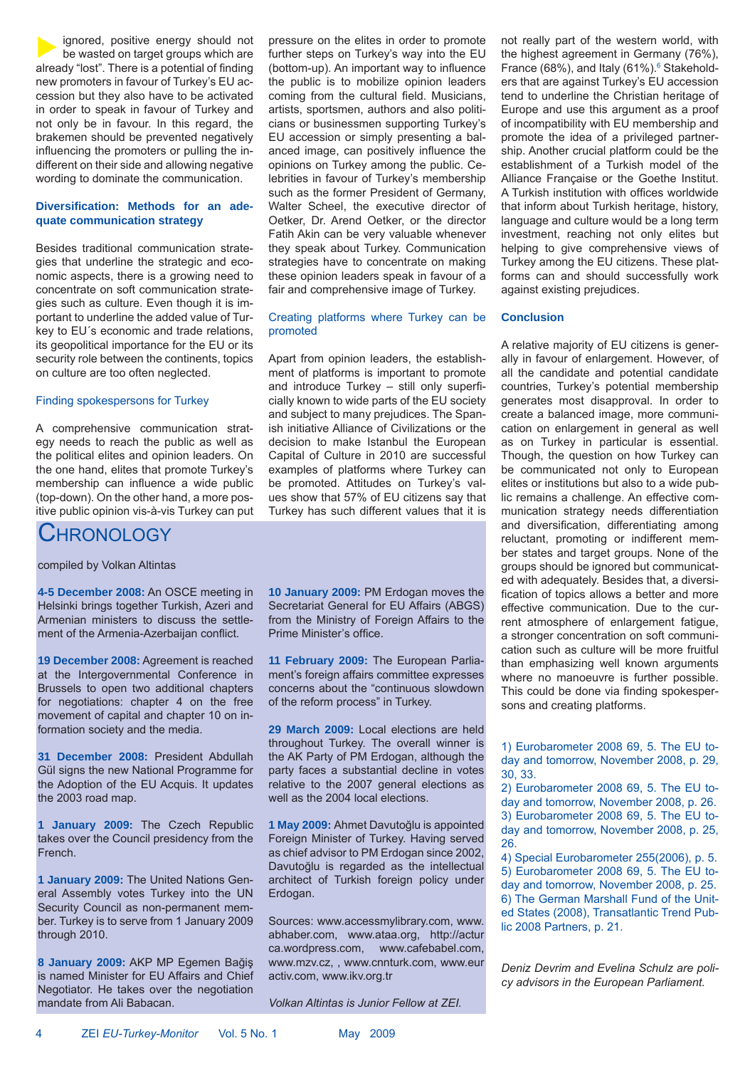ignored, positive energy should not be wasted on target groups which are already "lost". There is a potential of finding new promoters in favour of Turkey's EU accession but they also have to be activated in order to speak in favour of Turkey and not only be in favour. In this regard, the brakemen should be prevented negatively influencing the promoters or pulling the indifferent on their side and allowing negative wording to dominate the communication.

### Diversification: Methods for an adequate communication strategy

Besides traditional communication strategies that underline the strategic and economic aspects, there is a growing need to concentrate on soft communication strategies such as culture. Even though it is important to underline the added value of Turkey to EU´s economic and trade relations, its geopolitical importance for the EU or its security role between the continents, topics on culture are too often neglected.

#### Finding spokespersons for Turkey

A comprehensive communication strategy needs to reach the public as well as the political elites and opinion leaders. On the one hand, elites that promote Turkey's membership can influence a wide public (top-down). On the other hand, a more positive public opinion vis-à-vis Turkey can put pressure on the elites in order to promote further steps on Turkey's way into the EU (bottom-up). An important way to influence the public is to mobilize opinion leaders coming from the cultural field. Musicians, artists, sportsmen, authors and also politicians or businessmen supporting Turkey's EU accession or simply presenting a balanced image, can positively influence the opinions on Turkey among the public. Celebrities in favour of Turkey's membership such as the former President of Germany, Walter Scheel, the executive director of Oetker, Dr. Arend Oetker, or the director Fatih Akin can be very valuable whenever they speak about Turkey. Communication strategies have to concentrate on making these opinion leaders speak in favour of a fair and comprehensive image of Turkey.

#### Creating platforms where Turkey can be promoted

Apart from opinion leaders, the establishment of platforms is important to promote and introduce Turkey – still only superficially known to wide parts of the EU society and subject to many prejudices. The Spanish initiative Alliance of Civilizations or the decision to make Istanbul the European Capital of Culture in 2010 are successful examples of platforms where Turkey can be promoted. Attitudes on Turkey's values show that 57% of EU citizens say that Turkey has such different values that it is not really part of the western world, with the highest agreement in Germany (76%), France (68%), and Italy (61%).[6] Stakeholders that are against Turkey's EU accession tend to underline the Christian heritage of Europe and use this argument as a proof of incompatibility with EU membership and promote the idea of a privileged partnership. Another crucial platform could be the establishment of a Turkish model of the Alliance Française or the Goethe Institut. A Turkish institution with offices worldwide that inform about Turkish heritage, history, language and culture would be a long term investment, reaching not only elites but helping to give comprehensive views of Turkey among the EU citizens. These platforms can and should successfully work against existing prejudices.

### Conclusion

A relative majority of EU citizens is generally in favour of enlargement. However, of all the candidate and potential candidate countries, Turkey's potential membership generates most disapproval. In order to create a balanced image, more communication on enlargement in general as well as on Turkey in particular is essential. Though, the question on how Turkey can be communicated not only to European elites or institutions but also to a wide public remains a challenge. An effective communication strategy needs differentiation and diversification, differentiating among reluctant, promoting or indifferent member states and target groups. None of the groups should be ignored but communicated with adequately. Besides that, a diversification of topics allows a better and more effective communication. Due to the current atmosphere of enlargement fatigue, a stronger concentration on soft communication such as culture will be more fruitful than emphasizing well known arguments where no manoeuvre is further possible. This could be done via finding spokespersons and creating platforms.

1) Eurobarometer 2008 69, 5. The EU today and tomorrow, November 2008, p. 29, 30, 33.
2) Eurobarometer 2008 69, 5. The EU today and tomorrow, November 2008, p. 26.
3) Eurobarometer 2008 69, 5. The EU today and tomorrow, November 2008, p. 25, 26.
4) Special Eurobarometer 255(2006), p. 5.
5) Eurobarometer 2008 69, 5. The EU today and tomorrow, November 2008, p. 25.
6) The German Marshall Fund of the United States (2008), Transatlantic Trend Public 2008 Partners, p. 21.

*Deniz Devrim and Evelina Schulz are policy advisors in the European Parliament.*

## Chronology

compiled by Volkan Altintas

**4-5 December 2008:** An OSCE meeting in Helsinki brings together Turkish, Azeri and Armenian ministers to discuss the settlement of the Armenia-Azerbaijan conflict.

**19 December 2008:** Agreement is reached at the Intergovernmental Conference in Brussels to open two additional chapters for negotiations: chapter 4 on the free movement of capital and chapter 10 on information society and the media.

**31 December 2008:** President Abdullah Gül signs the new National Programme for the Adoption of the EU Acquis. It updates the 2003 road map.

**1 January 2009:** The Czech Republic takes over the Council presidency from the French.

**1 January 2009:** The United Nations General Assembly votes Turkey into the UN Security Council as non-permanent member. Turkey is to serve from 1 January 2009 through 2010.

**8 January 2009:** AKP MP Egemen Bağiş is named Minister for EU Affairs and Chief Negotiator. He takes over the negotiation mandate from Ali Babacan.

**10 January 2009:** PM Erdogan moves the Secretariat General for EU Affairs (ABGS) from the Ministry of Foreign Affairs to the Prime Minister's office.

**11 February 2009:** The European Parliament's foreign affairs committee expresses concerns about the "continuous slowdown of the reform process" in Turkey.

**29 March 2009:** Local elections are held throughout Turkey. The overall winner is the AK Party of PM Erdogan, although the party faces a substantial decline in votes relative to the 2007 general elections as well as the 2004 local elections.

**1 May 2009:** Ahmet Davutoğlu is appointed Foreign Minister of Turkey. Having served as chief advisor to PM Erdogan since 2002, Davutoğlu is regarded as the intellectual architect of Turkish foreign policy under Erdogan.

Sources: www.accessmylibrary.com, www.abhaber.com, www.ataa.org, http://acturca.wordpress.com, www.cafebabel.com, www.mzv.cz, , www.cnnturk.com, www.euractiv.com, www.ikv.org.tr

*Volkan Altintas is Junior Fellow at ZEI.*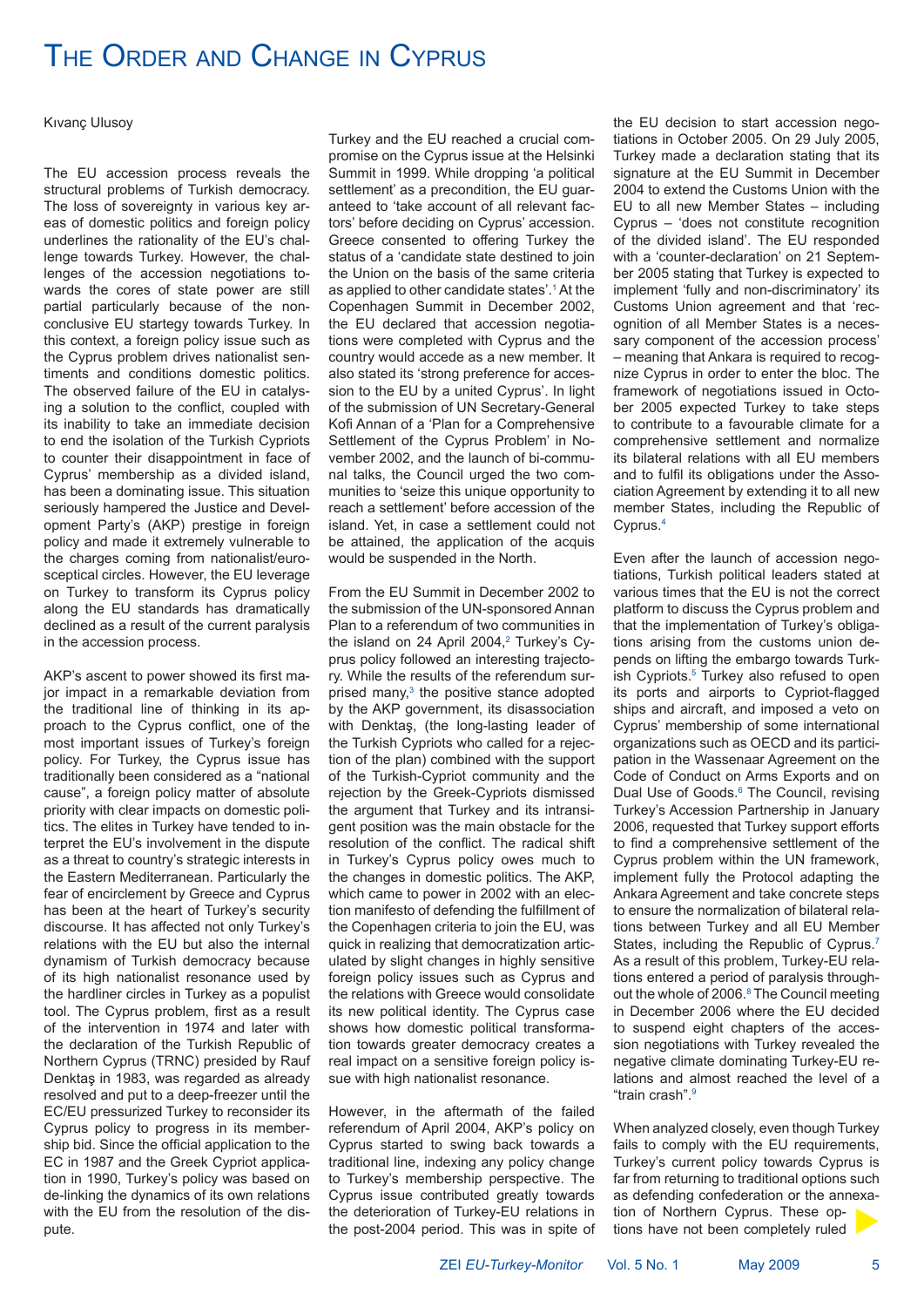# The Order and Change in Cyprus

Kıvanç Ulusoy

The EU accession process reveals the structural problems of Turkish democracy. The loss of sovereignty in various key areas of domestic politics and foreign policy underlines the rationality of the EU's challenge towards Turkey. However, the challenges of the accession negotiations towards the cores of state power are still partial particularly because of the non-conclusive EU startegy towards Turkey. In this context, a foreign policy issue such as the Cyprus problem drives nationalist sentiments and conditions domestic politics. The observed failure of the EU in catalysing a solution to the conflict, coupled with its inability to take an immediate decision to end the isolation of the Turkish Cypriots to counter their disappointment in face of Cyprus' membership as a divided island, has been a dominating issue. This situation seriously hampered the Justice and Development Party's (AKP) prestige in foreign policy and made it extremely vulnerable to the charges coming from nationalist/eurosceptical circles. However, the EU leverage on Turkey to transform its Cyprus policy along the EU standards has dramatically declined as a result of the current paralysis in the accession process.

AKP's ascent to power showed its first major impact in a remarkable deviation from the traditional line of thinking in its approach to the Cyprus conflict, one of the most important issues of Turkey's foreign policy. For Turkey, the Cyprus issue has traditionally been considered as a "national cause", a foreign policy matter of absolute priority with clear impacts on domestic politics. The elites in Turkey have tended to interpret the EU's involvement in the dispute as a threat to country's strategic interests in the Eastern Mediterranean. Particularly the fear of encirclement by Greece and Cyprus has been at the heart of Turkey's security discourse. It has affected not only Turkey's relations with the EU but also the internal dynamism of Turkish democracy because of its high nationalist resonance used by the hardliner circles in Turkey as a populist tool. The Cyprus problem, first as a result of the intervention in 1974 and later with the declaration of the Turkish Republic of Northern Cyprus (TRNC) presided by Rauf Denktaş in 1983, was regarded as already resolved and put to a deep-freezer until the EC/EU pressurized Turkey to reconsider its Cyprus policy to progress in its membership bid. Since the official application to the EC in 1987 and the Greek Cypriot application in 1990, Turkey's policy was based on de-linking the dynamics of its own relations with the EU from the resolution of the dispute.

Turkey and the EU reached a crucial compromise on the Cyprus issue at the Helsinki Summit in 1999. While dropping 'a political settlement' as a precondition, the EU guaranteed to 'take account of all relevant factors' before deciding on Cyprus' accession. Greece consented to offering Turkey the status of a 'candidate state destined to join the Union on the basis of the same criteria as applied to other candidate states'.[1] At the Copenhagen Summit in December 2002, the EU declared that accession negotiations were completed with Cyprus and the country would accede as a new member. It also stated its 'strong preference for accession to the EU by a united Cyprus'. In light of the submission of UN Secretary-General Kofi Annan of a 'Plan for a Comprehensive Settlement of the Cyprus Problem' in November 2002, and the launch of bi-communal talks, the Council urged the two communities to 'seize this unique opportunity to reach a settlement' before accession of the island. Yet, in case a settlement could not be attained, the application of the acquis would be suspended in the North.

From the EU Summit in December 2002 to the submission of the UN-sponsored Annan Plan to a referendum of two communities in the island on 24 April 2004,[2] Turkey's Cyprus policy followed an interesting trajectory. While the results of the referendum surprised many,[3] the positive stance adopted by the AKP government, its disassociation with Denktaş, (the long-lasting leader of the Turkish Cypriots who called for a rejection of the plan) combined with the support of the Turkish-Cypriot community and the rejection by the Greek-Cypriots dismissed the argument that Turkey and its intransigent position was the main obstacle for the resolution of the conflict. The radical shift in Turkey's Cyprus policy owes much to the changes in domestic politics. The AKP, which came to power in 2002 with an election manifesto of defending the fulfillment of the Copenhagen criteria to join the EU, was quick in realizing that democratization articulated by slight changes in highly sensitive foreign policy issues such as Cyprus and the relations with Greece would consolidate its new political identity. The Cyprus case shows how domestic political transformation towards greater democracy creates a real impact on a sensitive foreign policy issue with high nationalist resonance.

However, in the aftermath of the failed referendum of April 2004, AKP's policy on Cyprus started to swing back towards a traditional line, indexing any policy change to Turkey's membership perspective. The Cyprus issue contributed greatly towards the deterioration of Turkey-EU relations in the post-2004 period. This was in spite of the EU decision to start accession negotiations in October 2005. On 29 July 2005, Turkey made a declaration stating that its signature at the EU Summit in December 2004 to extend the Customs Union with the EU to all new Member States – including Cyprus – 'does not constitute recognition of the divided island'. The EU responded with a 'counter-declaration' on 21 September 2005 stating that Turkey is expected to implement 'fully and non-discriminatory' its Customs Union agreement and that 'recognition of all Member States is a necessary component of the accession process' – meaning that Ankara is required to recognize Cyprus in order to enter the bloc. The framework of negotiations issued in October 2005 expected Turkey to take steps to contribute to a favourable climate for a comprehensive settlement and normalize its bilateral relations with all EU members and to fulfil its obligations under the Association Agreement by extending it to all new member States, including the Republic of Cyprus.[4]

Even after the launch of accession negotiations, Turkish political leaders stated at various times that the EU is not the correct platform to discuss the Cyprus problem and that the implementation of Turkey's obligations arising from the customs union depends on lifting the embargo towards Turkish Cypriots.[5] Turkey also refused to open its ports and airports to Cypriot-flagged ships and aircraft, and imposed a veto on Cyprus' membership of some international organizations such as OECD and its participation in the Wassenaar Agreement on the Code of Conduct on Arms Exports and on Dual Use of Goods.[6] The Council, revising Turkey's Accession Partnership in January 2006, requested that Turkey support efforts to find a comprehensive settlement of the Cyprus problem within the UN framework, implement fully the Protocol adapting the Ankara Agreement and take concrete steps to ensure the normalization of bilateral relations between Turkey and all EU Member States, including the Republic of Cyprus.[7] As a result of this problem, Turkey-EU relations entered a period of paralysis throughout the whole of 2006.[8] The Council meeting in December 2006 where the EU decided to suspend eight chapters of the accession negotiations with Turkey revealed the negative climate dominating Turkey-EU relations and almost reached the level of a "train crash".[9]

When analyzed closely, even though Turkey fails to comply with the EU requirements, Turkey's current policy towards Cyprus is far from returning to traditional options such as defending confederation or the annexation of Northern Cyprus. These options have not been completely ruled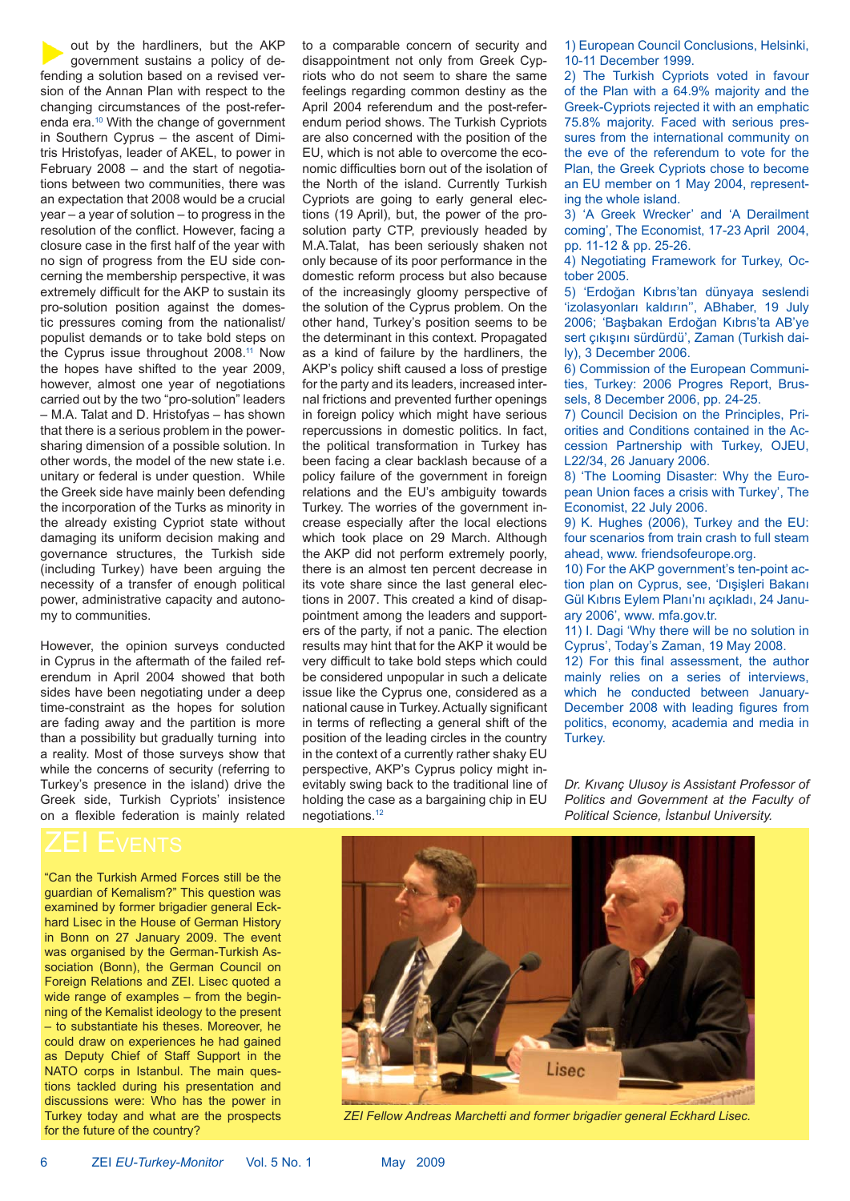out by the hardliners, but the AKP government sustains a policy of defending a solution based on a revised version of the Annan Plan with respect to the changing circumstances of the post-referenda era.[10] With the change of government in Southern Cyprus – the ascent of Dimitris Hristofyas, leader of AKEL, to power in February 2008 – and the start of negotiations between two communities, there was an expectation that 2008 would be a crucial year – a year of solution – to progress in the resolution of the conflict. However, facing a closure case in the first half of the year with no sign of progress from the EU side concerning the membership perspective, it was extremely difficult for the AKP to sustain its pro-solution position against the domestic pressures coming from the nationalist/populist demands or to take bold steps on the Cyprus issue throughout 2008.[11] Now the hopes have shifted to the year 2009, however, almost one year of negotiations carried out by the two "pro-solution" leaders – M.A. Talat and D. Hristofyas – has shown that there is a serious problem in the power-sharing dimension of a possible solution. In other words, the model of the new state i.e. unitary or federal is under question. While the Greek side have mainly been defending the incorporation of the Turks as minority in the already existing Cypriot state without damaging its uniform decision making and governance structures, the Turkish side (including Turkey) have been arguing the necessity of a transfer of enough political power, administrative capacity and autonomy to communities.

However, the opinion surveys conducted in Cyprus in the aftermath of the failed referendum in April 2004 showed that both sides have been negotiating under a deep time-constraint as the hopes for solution are fading away and the partition is more than a possibility but gradually turning into a reality. Most of those surveys show that while the concerns of security (referring to Turkey's presence in the island) drive the Greek side, Turkish Cypriots' insistence on a flexible federation is mainly related to a comparable concern of security and disappointment not only from Greek Cypriots who do not seem to share the same feelings regarding common destiny as the April 2004 referendum and the post-referendum period shows. The Turkish Cypriots are also concerned with the position of the EU, which is not able to overcome the economic difficulties born out of the isolation of the North of the island. Currently Turkish Cypriots are going to early general elections (19 April), but, the power of the pro-solution party CTP, previously headed by M.A.Talat, has been seriously shaken not only because of its poor performance in the domestic reform process but also because of the increasingly gloomy perspective of the solution of the Cyprus problem. On the other hand, Turkey's position seems to be the determinant in this context. Propagated as a kind of failure by the hardliners, the AKP's policy shift caused a loss of prestige for the party and its leaders, increased internal frictions and prevented further openings in foreign policy which might have serious repercussions in domestic politics. In fact, the political transformation in Turkey has been facing a clear backlash because of a policy failure of the government in foreign relations and the EU's ambiguity towards Turkey. The worries of the government increase especially after the local elections which took place on 29 March. Although the AKP did not perform extremely poorly, there is an almost ten percent decrease in its vote share since the last general elections in 2007. This created a kind of disappointment among the leaders and supporters of the party, if not a panic. The election results may hint that for the AKP it would be very difficult to take bold steps which could be considered unpopular in such a delicate issue like the Cyprus one, considered as a national cause in Turkey. Actually significant in terms of reflecting a general shift of the position of the leading circles in the country in the context of a currently rather shaky EU perspective, AKP's Cyprus policy might inevitably swing back to the traditional line of holding the case as a bargaining chip in EU negotiations.[12]

1) European Council Conclusions, Helsinki, 10-11 December 1999.

2) The Turkish Cypriots voted in favour of the Plan with a 64.9% majority and the Greek-Cypriots rejected it with an emphatic 75.8% majority. Faced with serious pressures from the international community on the eve of the referendum to vote for the Plan, the Greek Cypriots chose to become an EU member on 1 May 2004, representing the whole island.

3) 'A Greek Wrecker' and 'A Derailment coming', The Economist, 17-23 April 2004, pp. 11-12 & pp. 25-26.

4) Negotiating Framework for Turkey, October 2005.

5) 'Erdoğan Kıbrıs'tan dünyaya seslendi 'izolasyonları kaldırın'', ABhaber, 19 July 2006; 'Başbakan Erdoğan Kıbrıs'ta AB'ye sert çıkışını sürdürdü', Zaman (Turkish daily), 3 December 2006.

6) Commission of the European Communities, Turkey: 2006 Progres Report, Brussels, 8 December 2006, pp. 24-25.

7) Council Decision on the Principles, Priorities and Conditions contained in the Accession Partnership with Turkey, OJEU, L22/34, 26 January 2006.

8) 'The Looming Disaster: Why the European Union faces a crisis with Turkey', The Economist, 22 July 2006.

9) K. Hughes (2006), Turkey and the EU: four scenarios from train crash to full steam ahead, www. friendsofeurope.org.

10) For the AKP government's ten-point action plan on Cyprus, see, 'Dışişleri Bakanı Gül Kıbrıs Eylem Planı'nı açıkladı, 24 January 2006', www. mfa.gov.tr.

11) I. Dagi 'Why there will be no solution in Cyprus', Today's Zaman, 19 May 2008.

12) For this final assessment, the author mainly relies on a series of interviews, which he conducted between January-December 2008 with leading figures from politics, economy, academia and media in Turkey.

*Dr. Kıvanç Ulusoy is Assistant Professor of Politics and Government at the Faculty of Political Science, İstanbul University.*

## ZEI Events

"Can the Turkish Armed Forces still be the guardian of Kemalism?" This question was examined by former brigadier general Eckhard Lisec in the House of German History in Bonn on 27 January 2009. The event was organised by the German-Turkish Association (Bonn), the German Council on Foreign Relations and ZEI. Lisec quoted a wide range of examples – from the beginning of the Kemalist ideology to the present – to substantiate his theses. Moreover, he could draw on experiences he had gained as Deputy Chief of Staff Support in the NATO corps in Istanbul. The main questions tackled during his presentation and discussions were: Who has the power in Turkey today and what are the prospects for the future of the country?

*ZEI Fellow Andreas Marchetti and former brigadier general Eckhard Lisec.*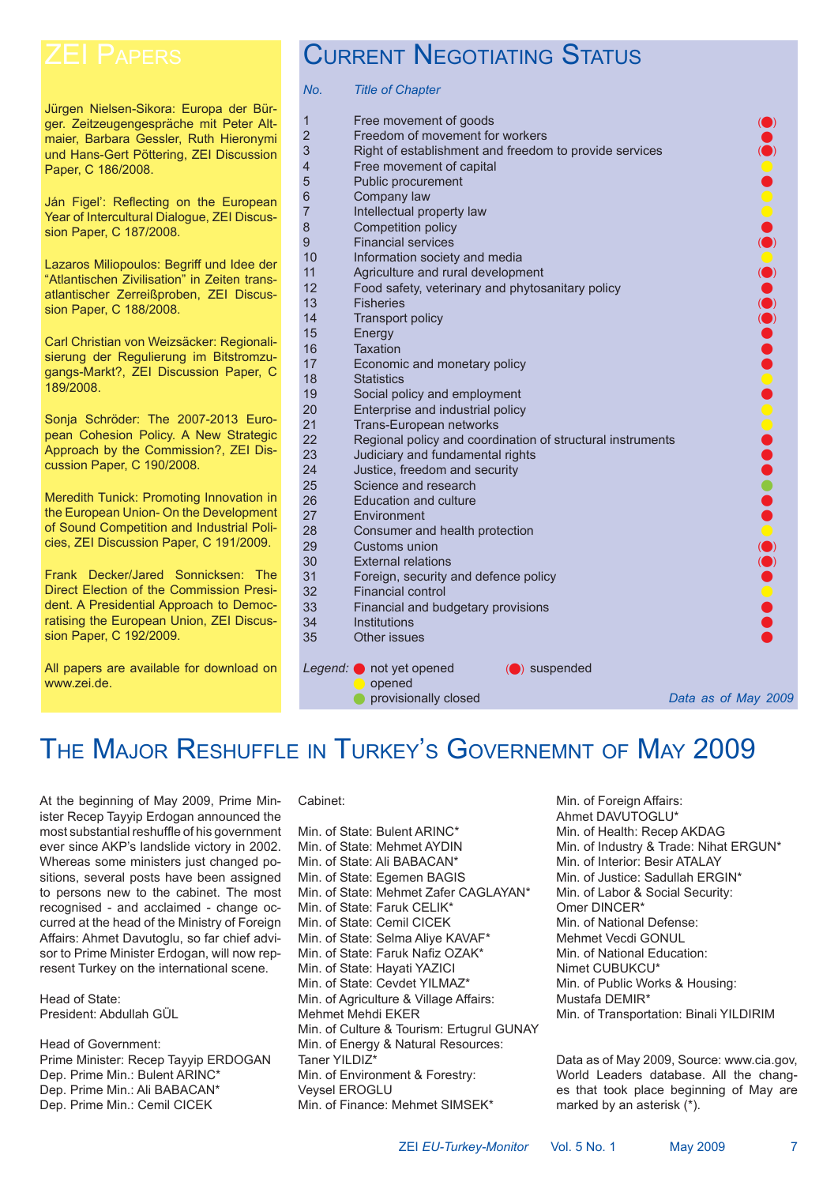## ZEI Papers

Jürgen Nielsen-Sikora: Europa der Bürger. Zeitzeugengespräche mit Peter Altmaier, Barbara Gessler, Ruth Hieronymi und Hans-Gert Pöttering, ZEI Discussion Paper, C 186/2008.

Ján Figel': Reflecting on the European Year of Intercultural Dialogue, ZEI Discussion Paper, C 187/2008.

Lazaros Miliopoulos: Begriff und Idee der "Atlantischen Zivilisation" in Zeiten transatlantischer Zerreißproben, ZEI Discussion Paper, C 188/2008.

Carl Christian von Weizsäcker: Regionalisierung der Regulierung im Bitstromzugangs-Markt?, ZEI Discussion Paper, C 189/2008.

Sonja Schröder: The 2007-2013 European Cohesion Policy. A New Strategic Approach by the Commission?, ZEI Discussion Paper, C 190/2008.

Meredith Tunick: Promoting Innovation in the European Union- On the Development of Sound Competition and Industrial Policies, ZEI Discussion Paper, C 191/2009.

Frank Decker/Jared Sonnicksen: The Direct Election of the Commission President. A Presidential Approach to Democratising the European Union, ZEI Discussion Paper, C 192/2009.

All papers are available for download on www.zei.de.

## Current Negotiating Status

| *No.* | *Title of Chapter* | Status |
|---|---|---|
| 1 | Free movement of goods | suspended |
| 2 | Freedom of movement for workers | not yet opened |
| 3 | Right of establishment and freedom to provide services | suspended |
| 4 | Free movement of capital | opened |
| 5 | Public procurement | not yet opened |
| 6 | Company law | opened |
| 7 | Intellectual property law | opened |
| 8 | Competition policy | not yet opened |
| 9 | Financial services | suspended |
| 10 | Information society and media | opened |
| 11 | Agriculture and rural development | suspended |
| 12 | Food safety, veterinary and phytosanitary policy | not yet opened |
| 13 | Fisheries | suspended |
| 14 | Transport policy | suspended |
| 15 | Energy | not yet opened |
| 16 | Taxation | not yet opened |
| 17 | Economic and monetary policy | not yet opened |
| 18 | Statistics | opened |
| 19 | Social policy and employment | not yet opened |
| 20 | Enterprise and industrial policy | opened |
| 21 | Trans-European networks | opened |
| 22 | Regional policy and coordination of structural instruments | not yet opened |
| 23 | Judiciary and fundamental rights | not yet opened |
| 24 | Justice, freedom and security | not yet opened |
| 25 | Science and research | provisionally closed |
| 26 | Education and culture | not yet opened |
| 27 | Environment | not yet opened |
| 28 | Consumer and health protection | opened |
| 29 | Customs union | suspended |
| 30 | External relations | suspended |
| 31 | Foreign, security and defence policy | not yet opened |
| 32 | Financial control | opened |
| 33 | Financial and budgetary provisions | not yet opened |
| 34 | Institutions | not yet opened |
| 35 | Other issues | not yet opened |

*Legend:* ● not yet opened; (●) suspended; ● opened; ● provisionally closed

*Data as of May 2009*

# The Major Reshuffle in Turkey's Governemnt of May 2009

At the beginning of May 2009, Prime Minister Recep Tayyip Erdogan announced the most substantial reshuffle of his government ever since AKP's landslide victory in 2002. Whereas some ministers just changed positions, several posts have been assigned to persons new to the cabinet. The most recognised - and acclaimed - change occurred at the head of the Ministry of Foreign Affairs: Ahmet Davutoglu, so far chief advisor to Prime Minister Erdogan, will now represent Turkey on the international scene.

Head of State:
President: Abdullah GÜL

Head of Government:
Prime Minister: Recep Tayyip ERDOGAN
Dep. Prime Min.: Bulent ARINC*
Dep. Prime Min.: Ali BABACAN*
Dep. Prime Min.: Cemil CICEK

Cabinet:

Min. of State: Bulent ARINC*
Min. of State: Mehmet AYDIN
Min. of State: Ali BABACAN*
Min. of State: Egemen BAGIS
Min. of State: Mehmet Zafer CAGLAYAN*
Min. of State: Faruk CELIK*
Min. of State: Cemil CICEK
Min. of State: Selma Aliye KAVAF*
Min. of State: Faruk Nafiz OZAK*
Min. of State: Hayati YAZICI
Min. of State: Cevdet YILMAZ*
Min. of Agriculture & Village Affairs: Mehmet Mehdi EKER
Min. of Culture & Tourism: Ertugrul GUNAY
Min. of Energy & Natural Resources: Taner YILDIZ*
Min. of Environment & Forestry: Veysel EROGLU
Min. of Finance: Mehmet SIMSEK*
Min. of Foreign Affairs: Ahmet DAVUTOGLU*
Min. of Health: Recep AKDAG
Min. of Industry & Trade: Nihat ERGUN*
Min. of Interior: Besir ATALAY
Min. of Justice: Sadullah ERGIN*
Min. of Labor & Social Security: Omer DINCER*
Min. of National Defense: Mehmet Vecdi GONUL
Min. of National Education: Nimet CUBUKCU*
Min. of Public Works & Housing: Mustafa DEMIR*
Min. of Transportation: Binali YILDIRIM

Data as of May 2009, Source: www.cia.gov, World Leaders database. All the changes that took place beginning of May are marked by an asterisk (*).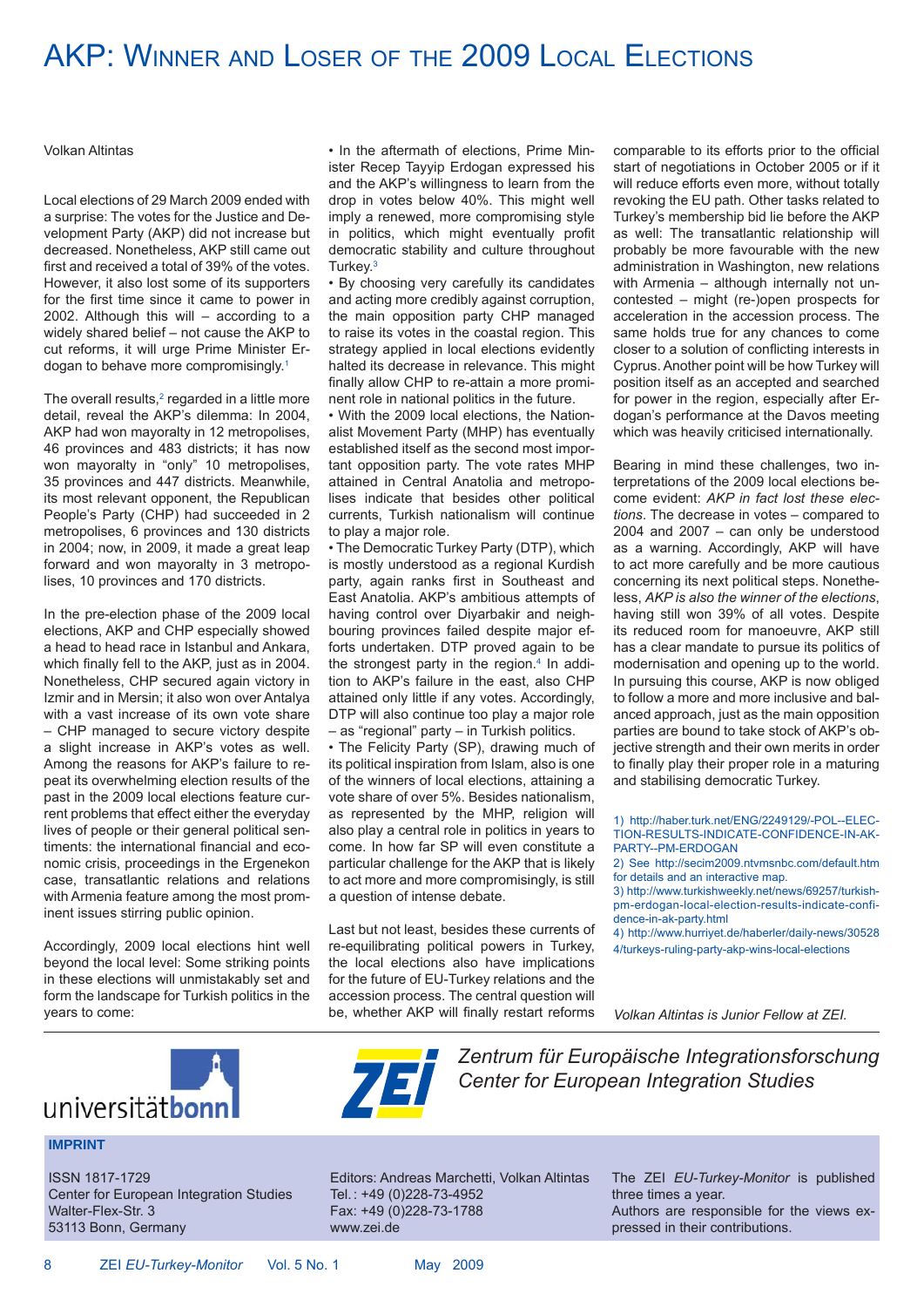# AKP: Winner and Loser of the 2009 Local Elections

Volkan Altintas

Local elections of 29 March 2009 ended with a surprise: The votes for the Justice and Development Party (AKP) did not increase but decreased. Nonetheless, AKP still came out first and received a total of 39% of the votes. However, it also lost some of its supporters for the first time since it came to power in 2002. Although this will – according to a widely shared belief – not cause the AKP to cut reforms, it will urge Prime Minister Erdogan to behave more compromisingly.[1]

The overall results,[2] regarded in a little more detail, reveal the AKP's dilemma: In 2004, AKP had won mayoralty in 12 metropolises, 46 provinces and 483 districts; it has now won mayoralty in "only" 10 metropolises, 35 provinces and 447 districts. Meanwhile, its most relevant opponent, the Republican People's Party (CHP) had succeeded in 2 metropolises, 6 provinces and 130 districts in 2004; now, in 2009, it made a great leap forward and won mayoralty in 3 metropolises, 10 provinces and 170 districts.

In the pre-election phase of the 2009 local elections, AKP and CHP especially showed a head to head race in Istanbul and Ankara, which finally fell to the AKP, just as in 2004. Nonetheless, CHP secured again victory in Izmir and in Mersin; it also won over Antalya with a vast increase of its own vote share – CHP managed to secure victory despite a slight increase in AKP's votes as well. Among the reasons for AKP's failure to repeat its overwhelming election results of the past in the 2009 local elections feature current problems that effect either the everyday lives of people or their general political sentiments: the international financial and economic crisis, proceedings in the Ergenekon case, transatlantic relations and relations with Armenia feature among the most prominent issues stirring public opinion.

Accordingly, 2009 local elections hint well beyond the local level: Some striking points in these elections will unmistakably set and form the landscape for Turkish politics in the years to come:

- In the aftermath of elections, Prime Minister Recep Tayyip Erdogan expressed his and the AKP's willingness to learn from the drop in votes below 40%. This might well imply a renewed, more compromising style in politics, which might eventually profit democratic stability and culture throughout Turkey.[3]
- By choosing very carefully its candidates and acting more credibly against corruption, the main opposition party CHP managed to raise its votes in the coastal region. This strategy applied in local elections evidently halted its decrease in relevance. This might finally allow CHP to re-attain a more prominent role in national politics in the future.
- With the 2009 local elections, the Nationalist Movement Party (MHP) has eventually established itself as the second most important opposition party. The vote rates MHP attained in Central Anatolia and metropolises indicate that besides other political currents, Turkish nationalism will continue to play a major role.
- The Democratic Turkey Party (DTP), which is mostly understood as a regional Kurdish party, again ranks first in Southeast and East Anatolia. AKP's ambitious attempts of having control over Diyarbakir and neighbouring provinces failed despite major efforts undertaken. DTP proved again to be the strongest party in the region.[4] In addition to AKP's failure in the east, also CHP attained only little if any votes. Accordingly, DTP will also continue too play a major role – as "regional" party – in Turkish politics.
- The Felicity Party (SP), drawing much of its political inspiration from Islam, also is one of the winners of local elections, attaining a vote share of over 5%. Besides nationalism, as represented by the MHP, religion will also play a central role in politics in years to come. In how far SP will even constitute a particular challenge for the AKP that is likely to act more and more compromisingly, is still a question of intense debate.

Last but not least, besides these currents of re-equilibrating political powers in Turkey, the local elections also have implications for the future of EU-Turkey relations and the accession process. The central question will be, whether AKP will finally restart reforms comparable to its efforts prior to the official start of negotiations in October 2005 or if it will reduce efforts even more, without totally revoking the EU path. Other tasks related to Turkey's membership bid lie before the AKP as well: The transatlantic relationship will probably be more favourable with the new administration in Washington, new relations with Armenia – although internally not uncontested – might (re-)open prospects for acceleration in the accession process. The same holds true for any chances to come closer to a solution of conflicting interests in Cyprus. Another point will be how Turkey will position itself as an accepted and searched for power in the region, especially after Erdogan's performance at the Davos meeting which was heavily criticised internationally.

Bearing in mind these challenges, two interpretations of the 2009 local elections become evident: *AKP in fact lost these elections*. The decrease in votes – compared to 2004 and 2007 – can only be understood as a warning. Accordingly, AKP will have to act more carefully and be more cautious concerning its next political steps. Nonetheless, *AKP is also the winner of the elections*, having still won 39% of all votes. Despite its reduced room for manoeuvre, AKP still has a clear mandate to pursue its politics of modernisation and opening up to the world. In pursuing this course, AKP is now obliged to follow a more and more inclusive and balanced approach, just as the main opposition parties are bound to take stock of AKP's objective strength and their own merits in order to finally play their proper role in a maturing and stabilising democratic Turkey.

1) http://haber.turk.net/ENG/2249129/-POL--ELECTION-RESULTS-INDICATE-CONFIDENCE-IN-AK-PARTY--PM-ERDOGAN
2) See http://secim2009.ntvmsnbc.com/default.htm for details and an interactive map.
3) http://www.turkishweekly.net/news/69257/turkish-pm-erdogan-local-election-results-indicate-confidence-in-ak-party.html
4) http://www.hurriyet.de/haberler/daily-news/305284/turkeys-ruling-party-akp-wins-local-elections

*Volkan Altintas is Junior Fellow at ZEI.*

universitätbonn

*Zentrum für Europäische Integrationsforschung*
*Center for European Integration Studies*

**IMPRINT**

ISSN 1817-1729
Center for European Integration Studies
Walter-Flex-Str. 3
53113 Bonn, Germany

Editors: Andreas Marchetti, Volkan Altintas
Tel.: +49 (0)228-73-4952
Fax: +49 (0)228-73-1788
www.zei.de

The ZEI *EU-Turkey-Monitor* is published three times a year.
Authors are responsible for the views expressed in their contributions.